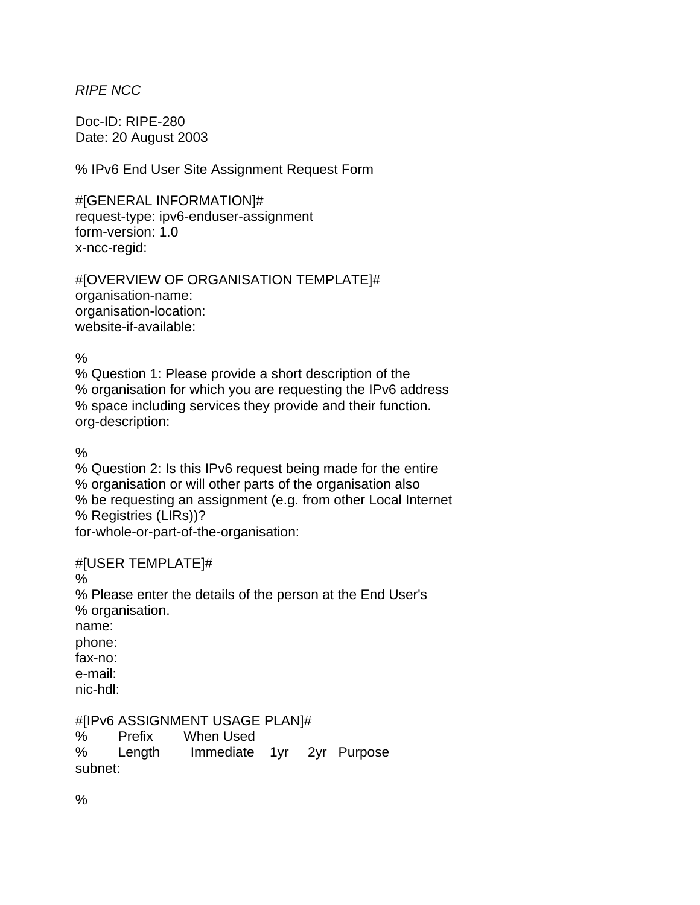*RIPE NCC*

Doc-ID: RIPE-280
Date: 20 August 2003

```
% IPv6 End User Site Assignment Request Form

#[GENERAL INFORMATION]#
request-type: ipv6-enduser-assignment
form-version: 1.0
x-ncc-regid:

#[OVERVIEW OF ORGANISATION TEMPLATE]#
organisation-name:
organisation-location:
website-if-available:

%
% Question 1: Please provide a short description of the
% organisation for which you are requesting the IPv6 address
% space including services they provide and their function.
org-description:

%
% Question 2: Is this IPv6 request being made for the entire
% organisation or will other parts of the organisation also
% be requesting an assignment (e.g. from other Local Internet
% Registries (LIRs))?
for-whole-or-part-of-the-organisation:

#[USER TEMPLATE]#
%
% Please enter the details of the person at the End User's
% organisation.
name:
phone:
fax-no:
e-mail:
nic-hdl:

#[IPv6 ASSIGNMENT USAGE PLAN]#
%       Prefix       When Used
%       Length       Immediate    1yr    2yr   Purpose
subnet:

%
```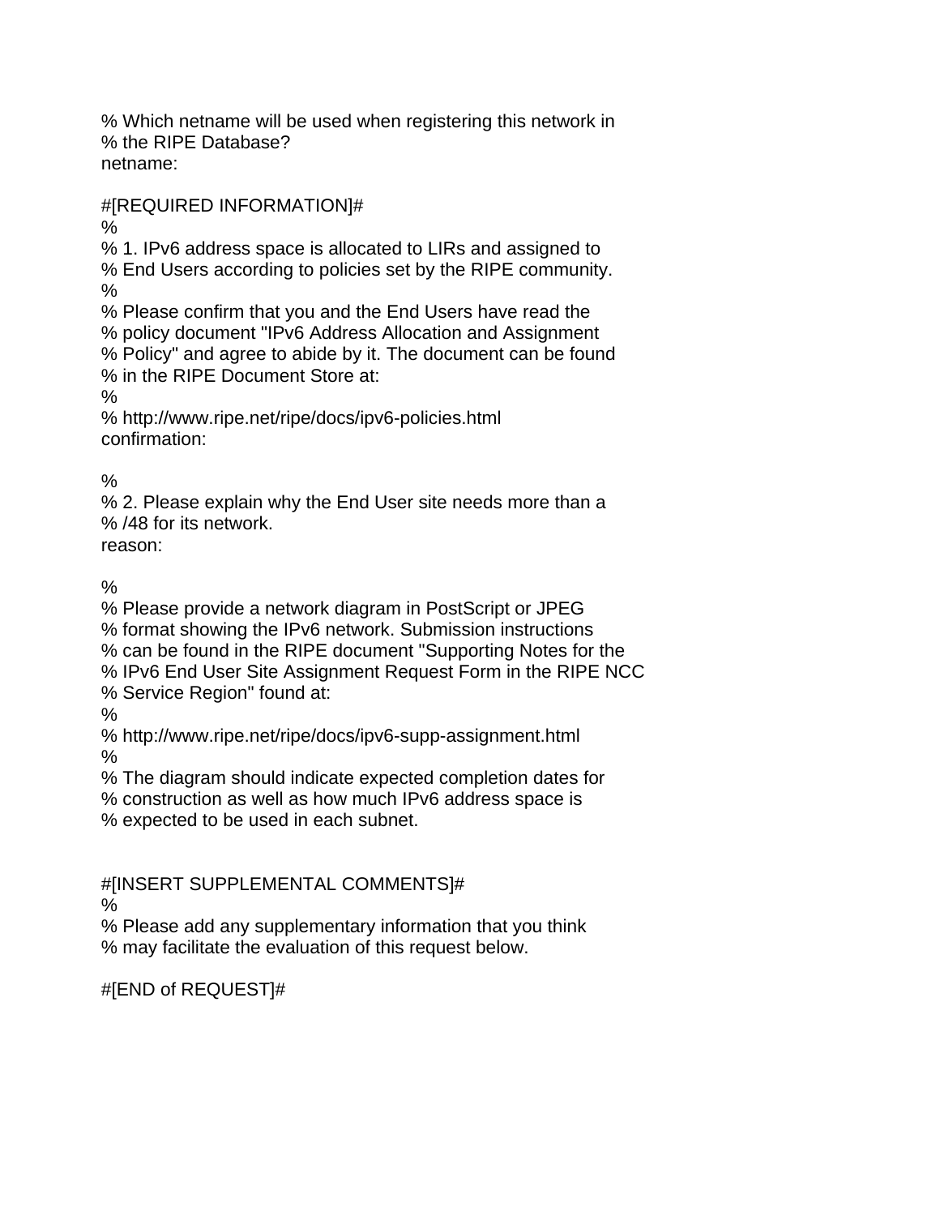% Which netname will be used when registering this network in
% the RIPE Database?
netname:

#[REQUIRED INFORMATION]#
%
% 1. IPv6 address space is allocated to LIRs and assigned to
% End Users according to policies set by the RIPE community.
%
% Please confirm that you and the End Users have read the
% policy document "IPv6 Address Allocation and Assignment
% Policy" and agree to abide by it. The document can be found
% in the RIPE Document Store at:
%
% http://www.ripe.net/ripe/docs/ipv6-policies.html
confirmation:

%
% 2. Please explain why the End User site needs more than a
% /48 for its network.
reason:

%
% Please provide a network diagram in PostScript or JPEG
% format showing the IPv6 network. Submission instructions
% can be found in the RIPE document "Supporting Notes for the
% IPv6 End User Site Assignment Request Form in the RIPE NCC
% Service Region" found at:
%
% http://www.ripe.net/ripe/docs/ipv6-supp-assignment.html
%
% The diagram should indicate expected completion dates for
% construction as well as how much IPv6 address space is
% expected to be used in each subnet.

#[INSERT SUPPLEMENTAL COMMENTS]#
%
% Please add any supplementary information that you think
% may facilitate the evaluation of this request below.

#[END of REQUEST]#